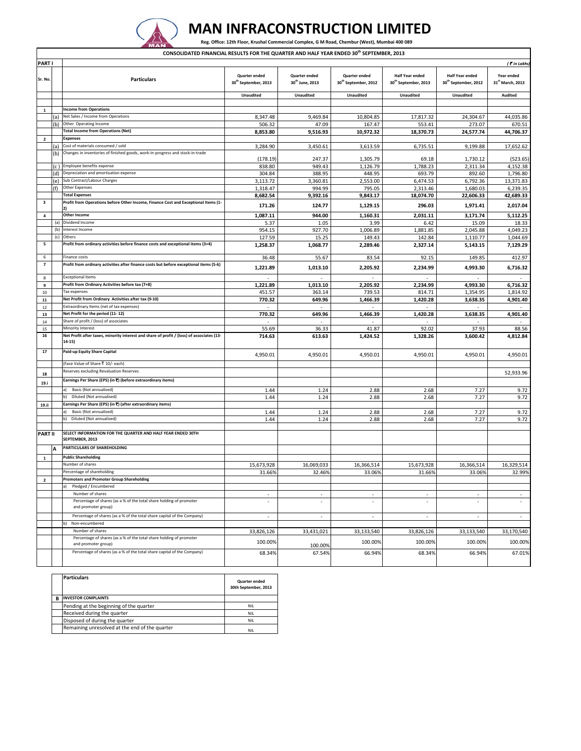# MAN INFRACONSTRUCTION LIMITED

**Reg. Office: 12th Floor, Krushal Commercial Complex, G M Road, Chembur (West), Mumbai 400 089**

**CONSOLIDATED FINANCIAL RESULTS FOR THE QUARTER AND HALF YEAR ENDED 30th SEPTEMBER, 2013**

| PART I | | | | | | | | *(₹ in Lakhs)* |
|---|---|---|---|---|---|---|---|---|
| **Sr. No.** | | **Particulars** | **Quarter ended 30th September, 2013** | **Quarter ended 30th June, 2013** | **Quarter ended 30th September, 2012** | **Half Year ended 30th September, 2013** | **Half Year ended 30th September, 2012** | **Year ended 31st March, 2013** |
| | | | **Unaudited** | **Unaudited** | **Unaudited** | **Unaudited** | **Unaudited** | **Audited** |
| **1** | | **Income from Operations** | | | | | | |
| | (a) | Net Sales / Income from Operations | 8,347.48 | 9,469.84 | 10,804.85 | 17,817.32 | 24,304.67 | 44,035.86 |
| | (b) | Other Operating Income | 506.32 | 47.09 | 167.47 | 553.41 | 273.07 | 670.51 |
| | | **Total Income from Operations (Net)** | **8,853.80** | **9,516.93** | **10,972.32** | **18,370.73** | **24,577.74** | **44,706.37** |
| **2** | | **Expenses** | | | | | | |
| | (a) | Cost of materials consumed / sold | 3,284.90 | 3,450.61 | 3,613.59 | 6,735.51 | 9,199.88 | 17,652.62 |
| | (b) | Changes in inventories of finished goods, work-in-progress and stock-in-trade | (178.19) | 247.37 | 1,305.79 | 69.18 | 1,730.12 | (523.65) |
| | (c) | Employee benefits expense | 838.80 | 949.43 | 1,126.79 | 1,788.23 | 2,311.34 | 4,152.38 |
| | (d) | Depreciation and amortisation expense | 304.84 | 388.95 | 448.95 | 693.79 | 892.60 | 1,796.80 |
| | (e) | Sub Contract/Labour Charges | 3,113.72 | 3,360.81 | 2,553.00 | 6,474.53 | 6,792.36 | 13,371.83 |
| | (f) | Other Expenses | 1,318.47 | 994.99 | 795.05 | 2,313.46 | 1,680.03 | 6,239.35 |
| | | **Total Expenses** | **8,682.54** | **9,392.16** | **9,843.17** | **18,074.70** | **22,606.33** | **42,689.33** |
| **3** | | **Profit from Operations before Other Income, Finance Cost and Exceptional Items (1-2)** | **171.26** | **124.77** | **1,129.15** | **296.03** | **1,971.41** | **2,017.04** |
| **4** | | **Other Income** | **1,087.11** | **944.00** | **1,160.31** | **2,031.11** | **3,171.74** | **5,112.25** |
| | (a) | Dividend Income | 5.37 | 1.05 | 3.99 | 6.42 | 15.09 | 18.33 |
| | (b) | Interest Income | 954.15 | 927.70 | 1,006.89 | 1,881.85 | 2,045.88 | 4,049.23 |
| | (c) | Others | 127.59 | 15.25 | 149.43 | 142.84 | 1,110.77 | 1,044.69 |
| **5** | | **Profit from ordinary activities before finance costs and exceptional items (3+4)** | **1,258.37** | **1,068.77** | **2,289.46** | **2,327.14** | **5,143.15** | **7,129.29** |
| 6 | | Finance costs | 36.48 | 55.67 | 83.54 | 92.15 | 149.85 | 412.97 |
| **7** | | **Profit from ordinary activities after finance costs but before exceptional items (5-6)** | **1,221.89** | **1,013.10** | **2,205.92** | **2,234.99** | **4,993.30** | **6,716.32** |
| 8 | | Exceptional Items | - | - | - | - | - | - |
| **9** | | **Profit from Ordinary Activities before tax (7+8)** | **1,221.89** | **1,013.10** | **2,205.92** | **2,234.99** | **4,993.30** | **6,716.32** |
| 10 | | Tax expenses | 451.57 | 363.14 | 739.53 | 814.71 | 1,354.95 | 1,814.92 |
| **11** | | **Net Profit from Ordinary Activities after tax (9-10)** | **770.32** | **649.96** | **1,466.39** | **1,420.28** | **3,638.35** | **4,901.40** |
| 12 | | Extraordinary Items (net of tax expenses) | - | - | - | - | - | - |
| **13** | | **Net Profit for the period (11- 12)** | **770.32** | **649.96** | **1,466.39** | **1,420.28** | **3,638.35** | **4,901.40** |
| 14 | | Share of profit / (loss) of associates | - | - | - | - | - | - |
| 15 | | Minority Interest | 55.69 | 36.33 | 41.87 | 92.02 | 37.93 | 88.56 |
| **16** | | **Net Profit after taxes, minority interest and share of profit / (loss) of associates (13-14-15)** | **714.63** | **613.63** | **1,424.52** | **1,328.26** | **3,600.42** | **4,812.84** |
| **17** | | **Paid-up Equity Share Capital** | 4,950.01 | 4,950.01 | 4,950.01 | 4,950.01 | 4,950.01 | 4,950.01 |
| | | (Face Value of Share ₹ 10/- each) | | | | | | |
| **18** | | Reserves excluding Revaluation Reserves | | | | | | 52,933.96 |
| **19.i** | | **Earnings Per Share (EPS) (in ₹) (before extraordinary items)** | | | | | | |
| | | a) Basic (Not annualised) | 1.44 | 1.24 | 2.88 | 2.68 | 7.27 | 9.72 |
| | | b) Diluted (Not annualised) | 1.44 | 1.24 | 2.88 | 2.68 | 7.27 | 9.72 |
| **19.ii** | | **Earnings Per Share (EPS) (in ₹) (after extraordinary items)** | | | | | | |
| | | a) Basic (Not annualised) | 1.44 | 1.24 | 2.88 | 2.68 | 7.27 | 9.72 |
| | | b) Diluted (Not annualised) | 1.44 | 1.24 | 2.88 | 2.68 | 7.27 | 9.72 |
| **PART II** | | **SELECT INFORMATION FOR THE QUARTER AND HALF YEAR ENDED 30TH SEPTEMBER, 2013** | | | | | | |
| | **A** | **PARTICULARS OF SHAREHOLDING** | | | | | | |
| **1** | | **Public Shareholding** | | | | | | |
| | | Number of shares | 15,673,928 | 16,069,033 | 16,366,514 | 15,673,928 | 16,366,514 | 16,329,514 |
| | | Percentage of shareholding | 31.66% | 32.46% | 33.06% | 31.66% | 33.06% | 32.99% |
| **2** | | **Promoters and Promoter Group Shareholding** | | | | | | |
| | | a) Pledged / Encumbered | | | | | | |
| | | Number of shares | - | - | - | - | - | - |
| | | Percentage of shares (as a % of the total share holding of promoter and promoter group) | - | - | - | - | - | - |
| | | Percentage of shares (as a % of the total share capital of the Company) | - | - | - | - | - | - |
| | | b) Non-encumbered | | | | | | |
| | | Number of shares | 33,826,126 | 33,431,021 | 33,133,540 | 33,826,126 | 33,133,540 | 33,170,540 |
| | | Percentage of shares (as a % of the total share holding of promoter and promoter group) | 100.00% | 100.00% | 100.00% | 100.00% | 100.00% | 100.00% |
| | | Percentage of shares (as a % of the total share capital of the Company) | 68.34% | 67.54% | 66.94% | 68.34% | 66.94% | 67.01% |

| | **Particulars** | **Quarter ended 30th September, 2013** |
|---|---|---|
| **B** | **INVESTOR COMPLAINTS** | |
| | Pending at the beginning of the quarter | NIL |
| | Received during the quarter | NIL |
| | Disposed of during the quarter | NIL |
| | Remaining unresolved at the end of the quarter | NIL |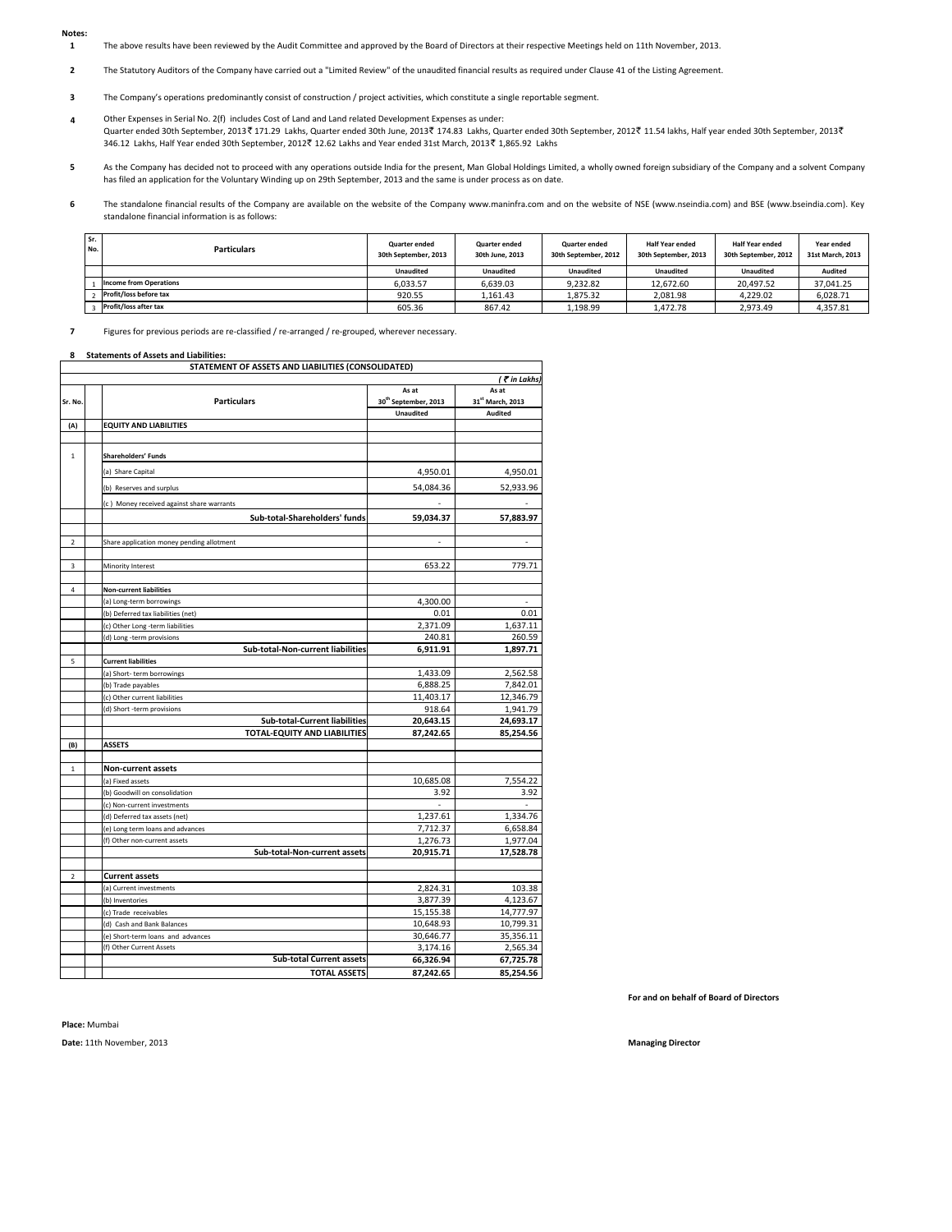**Notes:**

1. The above results have been reviewed by the Audit Committee and approved by the Board of Directors at their respective Meetings held on 11th November, 2013.

2. The Statutory Auditors of the Company have carried out a "Limited Review" of the unaudited financial results as required under Clause 41 of the Listing Agreement.

3. The Company's operations predominantly consist of construction / project activities, which constitute a single reportable segment.

4. Other Expenses in Serial No. 2(f) includes Cost of Land and Land related Development Expenses as under:
Quarter ended 30th September, 2013 ₹ 171.29 Lakhs, Quarter ended 30th June, 2013 ₹ 174.83 Lakhs, Quarter ended 30th September, 2012 ₹ 11.54 lakhs, Half year ended 30th September, 2013 ₹ 346.12 Lakhs, Half Year ended 30th September, 2012 ₹ 12.62 Lakhs and Year ended 31st March, 2013 ₹ 1,865.92 Lakhs

5. As the Company has decided not to proceed with any operations outside India for the present, Man Global Holdings Limited, a wholly owned foreign subsidiary of the Company and a solvent Company has filed an application for the Voluntary Winding up on 29th September, 2013 and the same is under process as on date.

6. The standalone financial results of the Company are available on the website of the Company www.maninfra.com and on the website of NSE (www.nseindia.com) and BSE (www.bseindia.com). Key standalone financial information is as follows:

| Sr. No. | Particulars | Quarter ended 30th September, 2013 | Quarter ended 30th June, 2013 | Quarter ended 30th September, 2012 | Half Year ended 30th September, 2013 | Half Year ended 30th September, 2012 | Year ended 31st March, 2013 |
|---|---|---|---|---|---|---|---|
| | | Unaudited | Unaudited | Unaudited | Unaudited | Unaudited | Audited |
| 1 | **Income from Operations** | 6,033.57 | 6,639.03 | 9,232.82 | 12,672.60 | 20,497.52 | 37,041.25 |
| 2 | **Profit/loss before tax** | 920.55 | 1,161.43 | 1,875.32 | 2,081.98 | 4,229.02 | 6,028.71 |
| 3 | **Profit/loss after tax** | 605.36 | 867.42 | 1,198.99 | 1,472.78 | 2,973.49 | 4,357.81 |

7. Figures for previous periods are re-classified / re-arranged / re-grouped, wherever necessary.

8. **Statements of Assets and Liabilities:**

**STATEMENT OF ASSETS AND LIABILITIES (CONSOLIDATED)**

*( ₹ in Lakhs)*

| Sr. No. | | Particulars | As at 30th September, 2013 | As at 31st March, 2013 |
|---|---|---|---|---|
| | | | Unaudited | Audited |
| (A) | | **EQUITY AND LIABILITIES** | | |
| 1 | | **Shareholders' Funds** | | |
| | | (a) Share Capital | 4,950.01 | 4,950.01 |
| | | (b) Reserves and surplus | 54,084.36 | 52,933.96 |
| | | (c) Money received against share warrants | - | - |
| | | **Sub-total-Shareholders' funds** | **59,034.37** | **57,883.97** |
| 2 | | Share application money pending allotment | - | - |
| 3 | | Minority Interest | 653.22 | 779.71 |
| 4 | | **Non-current liabilities** | | |
| | | (a) Long-term borrowings | 4,300.00 | - |
| | | (b) Deferred tax liabilities (net) | 0.01 | 0.01 |
| | | (c) Other Long -term liabilities | 2,371.09 | 1,637.11 |
| | | (d) Long -term provisions | 240.81 | 260.59 |
| | | **Sub-total-Non-current liabilities** | **6,911.91** | **1,897.71** |
| 5 | | **Current liabilities** | | |
| | | (a) Short- term borrowings | 1,433.09 | 2,562.58 |
| | | (b) Trade payables | 6,888.25 | 7,842.01 |
| | | (c) Other current liabilities | 11,403.17 | 12,346.79 |
| | | (d) Short -term provisions | 918.64 | 1,941.79 |
| | | **Sub-total-Current liabilities** | **20,643.15** | **24,693.17** |
| | | **TOTAL-EQUITY AND LIABILITIES** | **87,242.65** | **85,254.56** |
| (B) | | **ASSETS** | | |
| 1 | | **Non-current assets** | | |
| | | (a) Fixed assets | 10,685.08 | 7,554.22 |
| | | (b) Goodwill on consolidation | 3.92 | 3.92 |
| | | (c) Non-current investments | - | - |
| | | (d) Deferred tax assets (net) | 1,237.61 | 1,334.76 |
| | | (e) Long term loans and advances | 7,712.37 | 6,658.84 |
| | | (f) Other non-current assets | 1,276.73 | 1,977.04 |
| | | **Sub-total-Non-current assets** | **20,915.71** | **17,528.78** |
| 2 | | **Current assets** | | |
| | | (a) Current investments | 2,824.31 | 103.38 |
| | | (b) Inventories | 3,877.39 | 4,123.67 |
| | | (c) Trade receivables | 15,155.38 | 14,777.97 |
| | | (d) Cash and Bank Balances | 10,648.93 | 10,799.31 |
| | | (e) Short-term loans and advances | 30,646.77 | 35,356.11 |
| | | (f) Other Current Assets | 3,174.16 | 2,565.34 |
| | | **Sub-total Current assets** | **66,326.94** | **67,725.78** |
| | | **TOTAL ASSETS** | **87,242.65** | **85,254.56** |

**For and on behalf of Board of Directors**

**Place:** Mumbai

**Date:** 11th November, 2013

**Managing Director**